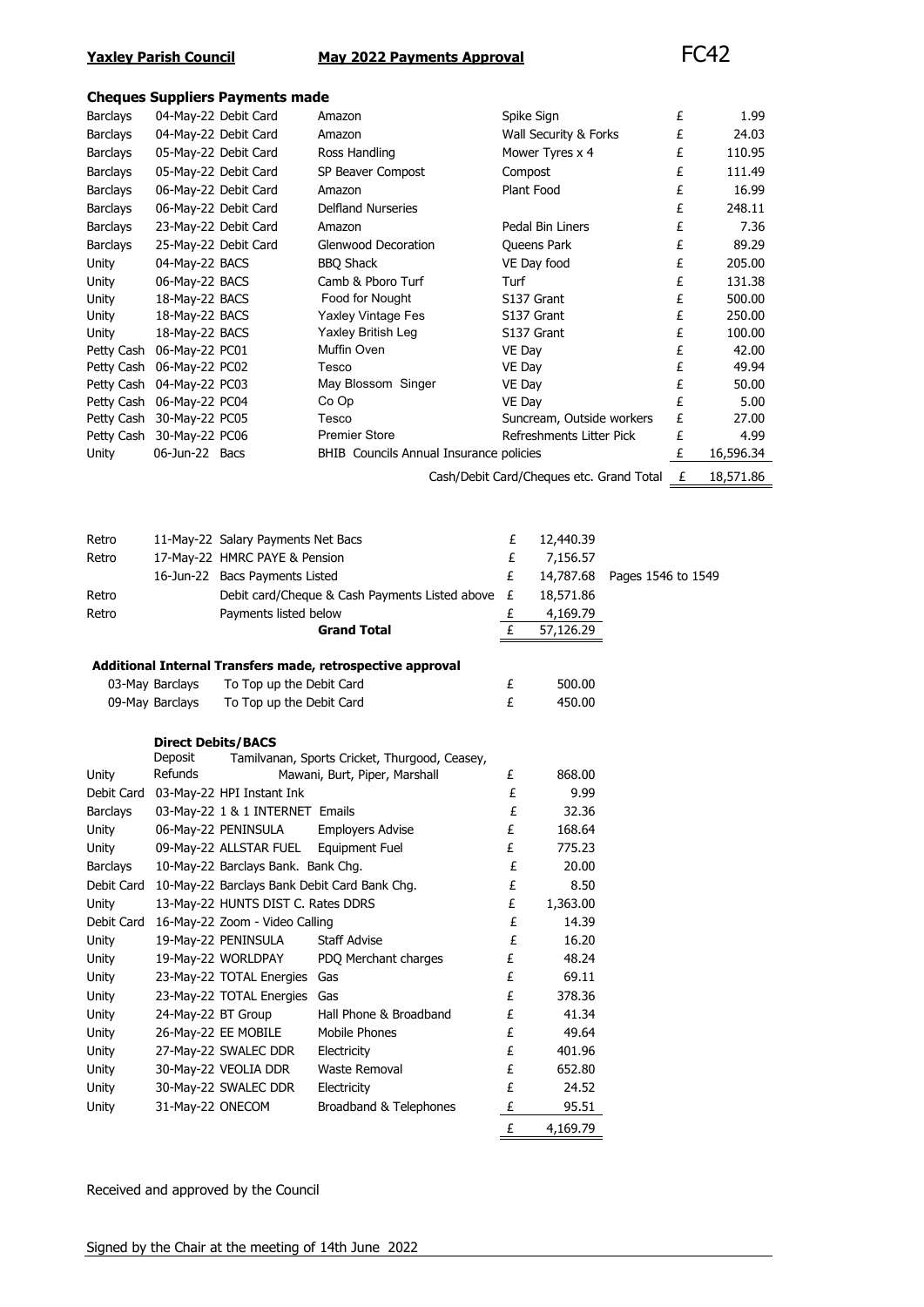**Yaxley Parish Council** **May 2022 Payments Approval** FC42

### Cheques Suppliers Payments made

| | | | | | | |
|---|---|---|---|---|---|---|
| Barclays | 04-May-22 | Debit Card | Amazon | Spike Sign | £ | 1.99 |
| Barclays | 04-May-22 | Debit Card | Amazon | Wall Security & Forks | £ | 24.03 |
| Barclays | 05-May-22 | Debit Card | Ross Handling | Mower Tyres x 4 | £ | 110.95 |
| Barclays | 05-May-22 | Debit Card | SP Beaver Compost | Compost | £ | 111.49 |
| Barclays | 06-May-22 | Debit Card | Amazon | Plant Food | £ | 16.99 |
| Barclays | 06-May-22 | Debit Card | Delfland Nurseries | | £ | 248.11 |
| Barclays | 23-May-22 | Debit Card | Amazon | Pedal Bin Liners | £ | 7.36 |
| Barclays | 25-May-22 | Debit Card | Glenwood Decoration | Queens Park | £ | 89.29 |
| Unity | 04-May-22 | BACS | BBQ Shack | VE Day food | £ | 205.00 |
| Unity | 06-May-22 | BACS | Camb & Pboro Turf | Turf | £ | 131.38 |
| Unity | 18-May-22 | BACS | Food for Nought | S137 Grant | £ | 500.00 |
| Unity | 18-May-22 | BACS | Yaxley Vintage Fes | S137 Grant | £ | 250.00 |
| Unity | 18-May-22 | BACS | Yaxley British Leg | S137 Grant | £ | 100.00 |
| Petty Cash | 06-May-22 | PC01 | Muffin Oven | VE Day | £ | 42.00 |
| Petty Cash | 06-May-22 | PC02 | Tesco | VE Day | £ | 49.94 |
| Petty Cash | 04-May-22 | PC03 | May Blossom Singer | VE Day | £ | 50.00 |
| Petty Cash | 06-May-22 | PC04 | Co Op | VE Day | £ | 5.00 |
| Petty Cash | 30-May-22 | PC05 | Tesco | Suncream, Outside workers | £ | 27.00 |
| Petty Cash | 30-May-22 | PC06 | Premier Store | Refreshments Litter Pick | £ | 4.99 |
| Unity | 06-Jun-22 | Bacs | BHIB Councils Annual Insurance policies | | £ | 16,596.34 |
| | | | | Cash/Debit Card/Cheques etc. Grand Total | £ | 18,571.86 |

| | | | | | |
|---|---|---|---|---|---|
| Retro | 11-May-22 | Salary Payments Net Bacs | £ | 12,440.39 | |
| Retro | 17-May-22 | HMRC PAYE & Pension | £ | 7,156.57 | |
| | 16-Jun-22 | Bacs Payments Listed | £ | 14,787.68 | Pages 1546 to 1549 |
| Retro | | Debit card/Cheque & Cash Payments Listed above | £ | 18,571.86 | |
| Retro | | Payments listed below | £ | 4,169.79 | |
| | | **Grand Total** | £ | 57,126.29 | |

### Additional Internal Transfers made, retrospective approval

| | | | | |
|---|---|---|---|---|
| 03-May | Barclays | To Top up the Debit Card | £ | 500.00 |
| 09-May | Barclays | To Top up the Debit Card | £ | 450.00 |

### Direct Debits/BACS

| | | | | | |
|---|---|---|---|---|---|
| Unity | Deposit Refunds | | Tamilvanan, Sports Cricket, Thurgood, Ceasey, Mawani, Burt, Piper, Marshall | £ | 868.00 |
| Debit Card | 03-May-22 | HPI Instant Ink | | £ | 9.99 |
| Barclays | 03-May-22 | 1 & 1 INTERNET | Emails | £ | 32.36 |
| Unity | 06-May-22 | PENINSULA | Employers Advise | £ | 168.64 |
| Unity | 09-May-22 | ALLSTAR FUEL | Equipment Fuel | £ | 775.23 |
| Barclays | 10-May-22 | Barclays Bank. | Bank Chg. | £ | 20.00 |
| Debit Card | 10-May-22 | Barclays Bank Debit Card Bank Chg. | | £ | 8.50 |
| Unity | 13-May-22 | HUNTS DIST C. Rates DDRS | | £ | 1,363.00 |
| Debit Card | 16-May-22 | Zoom - Video Calling | | £ | 14.39 |
| Unity | 19-May-22 | PENINSULA | Staff Advise | £ | 16.20 |
| Unity | 19-May-22 | WORLDPAY | PDQ Merchant charges | £ | 48.24 |
| Unity | 23-May-22 | TOTAL Energies | Gas | £ | 69.11 |
| Unity | 23-May-22 | TOTAL Energies | Gas | £ | 378.36 |
| Unity | 24-May-22 | BT Group | Hall Phone & Broadband | £ | 41.34 |
| Unity | 26-May-22 | EE MOBILE | Mobile Phones | £ | 49.64 |
| Unity | 27-May-22 | SWALEC DDR | Electricity | £ | 401.96 |
| Unity | 30-May-22 | VEOLIA DDR | Waste Removal | £ | 652.80 |
| Unity | 30-May-22 | SWALEC DDR | Electricity | £ | 24.52 |
| Unity | 31-May-22 | ONECOM | Broadband & Telephones | £ | 95.51 |
| | | | | £ | 4,169.79 |

Received and approved by the Council

Signed by the Chair at the meeting of 14th June 2022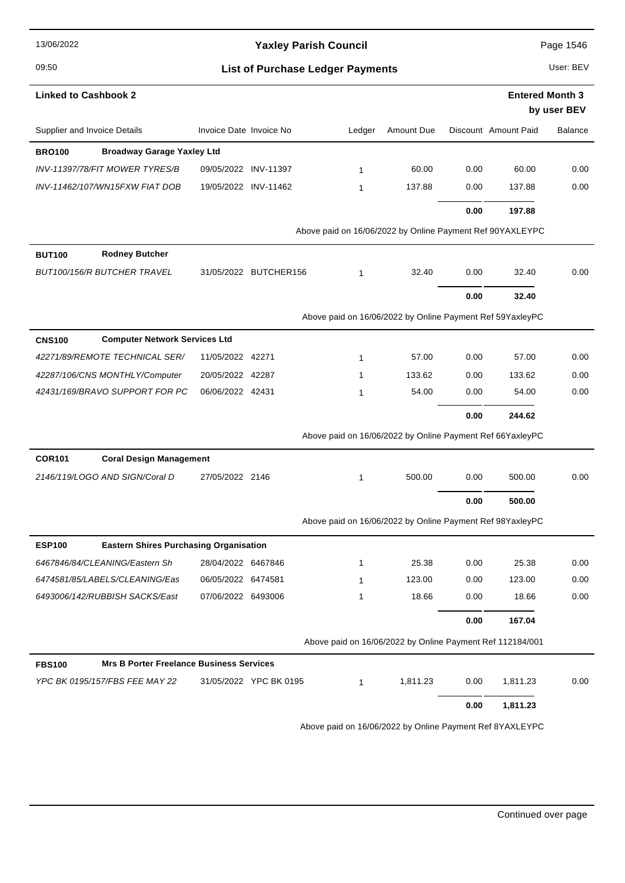# Yaxley Parish Council

## List of Purchase Ledger Payments

**Linked to Cashbook 2**

**Entered Month 3 by user BEV**

| Supplier and Invoice Details | Invoice Date | Invoice No | Ledger | Amount Due | Discount | Amount Paid | Balance |
|---|---|---|---|---|---|---|---|
| **BRO100 Broadway Garage Yaxley Ltd** | | | | | | | |
| *INV-11397/78/FIT MOWER TYRES/B* | 09/05/2022 | INV-11397 | 1 | 60.00 | 0.00 | 60.00 | 0.00 |
| *INV-11462/107/WN15FXW FIAT DOB* | 19/05/2022 | INV-11462 | 1 | 137.88 | 0.00 | 137.88 | 0.00 |
| | | | | | **0.00** | **197.88** | |
| | | | Above paid on 16/06/2022 by Online Payment Ref 90YAXLEYPC | | | | |
| **BUT100 Rodney Butcher** | | | | | | | |
| *BUT100/156/R BUTCHER TRAVEL* | 31/05/2022 | BUTCHER156 | 1 | 32.40 | 0.00 | 32.40 | 0.00 |
| | | | | | **0.00** | **32.40** | |
| | | | Above paid on 16/06/2022 by Online Payment Ref 59YaxleyPC | | | | |
| **CNS100 Computer Network Services Ltd** | | | | | | | |
| *42271/89/REMOTE TECHNICAL SER/* | 11/05/2022 | 42271 | 1 | 57.00 | 0.00 | 57.00 | 0.00 |
| *42287/106/CNS MONTHLY/Computer* | 20/05/2022 | 42287 | 1 | 133.62 | 0.00 | 133.62 | 0.00 |
| *42431/169/BRAVO SUPPORT FOR PC* | 06/06/2022 | 42431 | 1 | 54.00 | 0.00 | 54.00 | 0.00 |
| | | | | | **0.00** | **244.62** | |
| | | | Above paid on 16/06/2022 by Online Payment Ref 66YaxleyPC | | | | |
| **COR101 Coral Design Management** | | | | | | | |
| *2146/119/LOGO AND SIGN/Coral D* | 27/05/2022 | 2146 | 1 | 500.00 | 0.00 | 500.00 | 0.00 |
| | | | | | **0.00** | **500.00** | |
| | | | Above paid on 16/06/2022 by Online Payment Ref 98YaxleyPC | | | | |
| **ESP100 Eastern Shires Purchasing Organisation** | | | | | | | |
| *6467846/84/CLEANING/Eastern Sh* | 28/04/2022 | 6467846 | 1 | 25.38 | 0.00 | 25.38 | 0.00 |
| *6474581/85/LABELS/CLEANING/Eas* | 06/05/2022 | 6474581 | 1 | 123.00 | 0.00 | 123.00 | 0.00 |
| *6493006/142/RUBBISH SACKS/East* | 07/06/2022 | 6493006 | 1 | 18.66 | 0.00 | 18.66 | 0.00 |
| | | | | | **0.00** | **167.04** | |
| | | | Above paid on 16/06/2022 by Online Payment Ref 112184/001 | | | | |
| **FBS100 Mrs B Porter Freelance Business Services** | | | | | | | |
| *YPC BK 0195/157/FBS FEE MAY 22* | 31/05/2022 | YPC BK 0195 | 1 | 1,811.23 | 0.00 | 1,811.23 | 0.00 |
| | | | | | **0.00** | **1,811.23** | |
| | | | Above paid on 16/06/2022 by Online Payment Ref 8YAXLEYPC | | | | |

Continued over page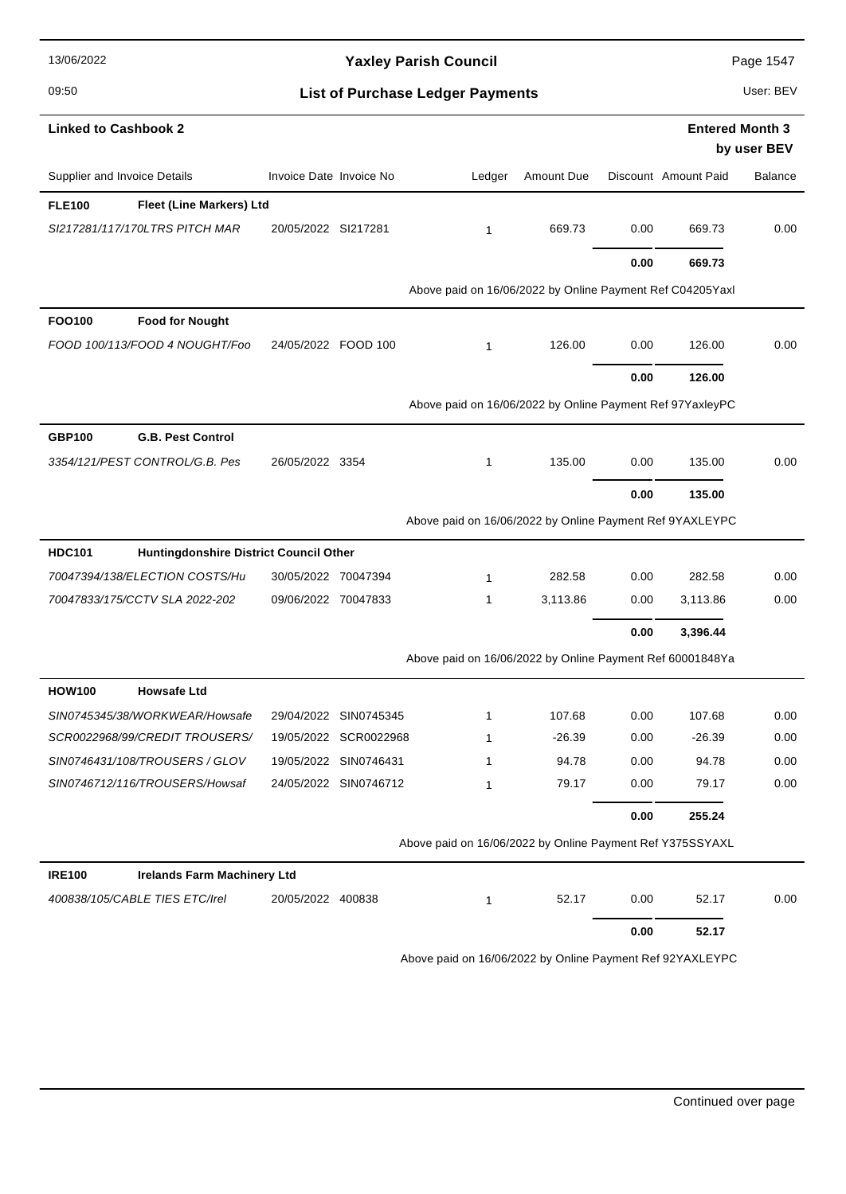# Yaxley Parish Council

## List of Purchase Ledger Payments

**Linked to Cashbook 2** | **Entered Month 3 by user BEV**

| Supplier and Invoice Details | Invoice Date | Invoice No | Ledger | Amount Due | Discount | Amount Paid | Balance |
|---|---|---|---|---|---|---|---|
| **FLE100 Fleet (Line Markers) Ltd** | | | | | | | |
| *SI217281/117/170LTRS PITCH MAR* | 20/05/2022 | SI217281 | 1 | 669.73 | 0.00 | 669.73 | 0.00 |
| | | | | | **0.00** | **669.73** | |
| | | | Above paid on 16/06/2022 by Online Payment Ref C04205Yaxl | | | | |
| **FOO100 Food for Nought** | | | | | | | |
| *FOOD 100/113/FOOD 4 NOUGHT/Foo* | 24/05/2022 | FOOD 100 | 1 | 126.00 | 0.00 | 126.00 | 0.00 |
| | | | | | **0.00** | **126.00** | |
| | | | Above paid on 16/06/2022 by Online Payment Ref 97YaxleyPC | | | | |
| **GBP100 G.B. Pest Control** | | | | | | | |
| *3354/121/PEST CONTROL/G.B. Pes* | 26/05/2022 | 3354 | 1 | 135.00 | 0.00 | 135.00 | 0.00 |
| | | | | | **0.00** | **135.00** | |
| | | | Above paid on 16/06/2022 by Online Payment Ref 9YAXLEYPC | | | | |
| **HDC101 Huntingdonshire District Council Other** | | | | | | | |
| *70047394/138/ELECTION COSTS/Hu* | 30/05/2022 | 70047394 | 1 | 282.58 | 0.00 | 282.58 | 0.00 |
| *70047833/175/CCTV SLA 2022-202* | 09/06/2022 | 70047833 | 1 | 3,113.86 | 0.00 | 3,113.86 | 0.00 |
| | | | | | **0.00** | **3,396.44** | |
| | | | Above paid on 16/06/2022 by Online Payment Ref 60001848Ya | | | | |
| **HOW100 Howsafe Ltd** | | | | | | | |
| *SIN0745345/38/WORKWEAR/Howsafe* | 29/04/2022 | SIN0745345 | 1 | 107.68 | 0.00 | 107.68 | 0.00 |
| *SCR0022968/99/CREDIT TROUSERS/* | 19/05/2022 | SCR0022968 | 1 | -26.39 | 0.00 | -26.39 | 0.00 |
| *SIN0746431/108/TROUSERS / GLOV* | 19/05/2022 | SIN0746431 | 1 | 94.78 | 0.00 | 94.78 | 0.00 |
| *SIN0746712/116/TROUSERS/Howsaf* | 24/05/2022 | SIN0746712 | 1 | 79.17 | 0.00 | 79.17 | 0.00 |
| | | | | | **0.00** | **255.24** | |
| | | | Above paid on 16/06/2022 by Online Payment Ref Y375SSYAXL | | | | |
| **IRE100 Irelands Farm Machinery Ltd** | | | | | | | |
| *400838/105/CABLE TIES ETC/Irel* | 20/05/2022 | 400838 | 1 | 52.17 | 0.00 | 52.17 | 0.00 |
| | | | | | **0.00** | **52.17** | |
| | | | Above paid on 16/06/2022 by Online Payment Ref 92YAXLEYPC | | | | |

Continued over page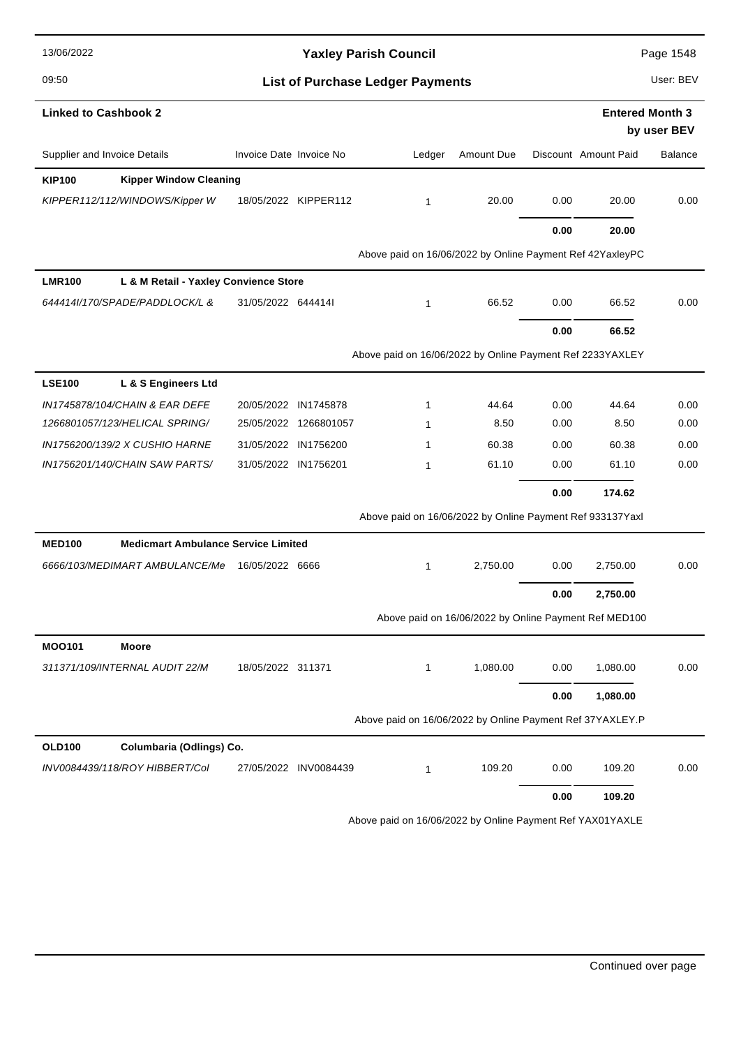# Yaxley Parish Council

## List of Purchase Ledger Payments

**Linked to Cashbook 2**

**Entered Month 3 by user BEV**

| Supplier and Invoice Details | Invoice Date | Invoice No | Ledger | Amount Due | Discount | Amount Paid | Balance |
|---|---|---|---|---|---|---|---|
| **KIP100 Kipper Window Cleaning** | | | | | | | |
| *KIPPER112/112/WINDOWS/Kipper W* | 18/05/2022 | KIPPER112 | 1 | 20.00 | 0.00 | 20.00 | 0.00 |
| | | | | | **0.00** | **20.00** | |
| | | | Above paid on 16/06/2022 by Online Payment Ref 42YaxleyPC | | | | |
| **LMR100 L & M Retail - Yaxley Convience Store** | | | | | | | |
| *644414I/170/SPADE/PADDLOCK/L &* | 31/05/2022 | 644414I | 1 | 66.52 | 0.00 | 66.52 | 0.00 |
| | | | | | **0.00** | **66.52** | |
| | | | Above paid on 16/06/2022 by Online Payment Ref 2233YAXLEY | | | | |
| **LSE100 L & S Engineers Ltd** | | | | | | | |
| *IN1745878/104/CHAIN & EAR DEFE* | 20/05/2022 | IN1745878 | 1 | 44.64 | 0.00 | 44.64 | 0.00 |
| *1266801057/123/HELICAL SPRING/* | 25/05/2022 | 1266801057 | 1 | 8.50 | 0.00 | 8.50 | 0.00 |
| *IN1756200/139/2 X CUSHIO HARNE* | 31/05/2022 | IN1756200 | 1 | 60.38 | 0.00 | 60.38 | 0.00 |
| *IN1756201/140/CHAIN SAW PARTS/* | 31/05/2022 | IN1756201 | 1 | 61.10 | 0.00 | 61.10 | 0.00 |
| | | | | | **0.00** | **174.62** | |
| | | | Above paid on 16/06/2022 by Online Payment Ref 933137Yaxl | | | | |
| **MED100 Medicmart Ambulance Service Limited** | | | | | | | |
| *6666/103/MEDIMART AMBULANCE/Me* | 16/05/2022 | 6666 | 1 | 2,750.00 | 0.00 | 2,750.00 | 0.00 |
| | | | | | **0.00** | **2,750.00** | |
| | | | Above paid on 16/06/2022 by Online Payment Ref MED100 | | | | |
| **MOO101 Moore** | | | | | | | |
| *311371/109/INTERNAL AUDIT 22/M* | 18/05/2022 | 311371 | 1 | 1,080.00 | 0.00 | 1,080.00 | 0.00 |
| | | | | | **0.00** | **1,080.00** | |
| | | | Above paid on 16/06/2022 by Online Payment Ref 37YAXLEY.P | | | | |
| **OLD100 Columbaria (Odlings) Co.** | | | | | | | |
| *INV0084439/118/ROY HIBBERT/Col* | 27/05/2022 | INV0084439 | 1 | 109.20 | 0.00 | 109.20 | 0.00 |
| | | | | | **0.00** | **109.20** | |
| | | | Above paid on 16/06/2022 by Online Payment Ref YAX01YAXLE | | | | |

Continued over page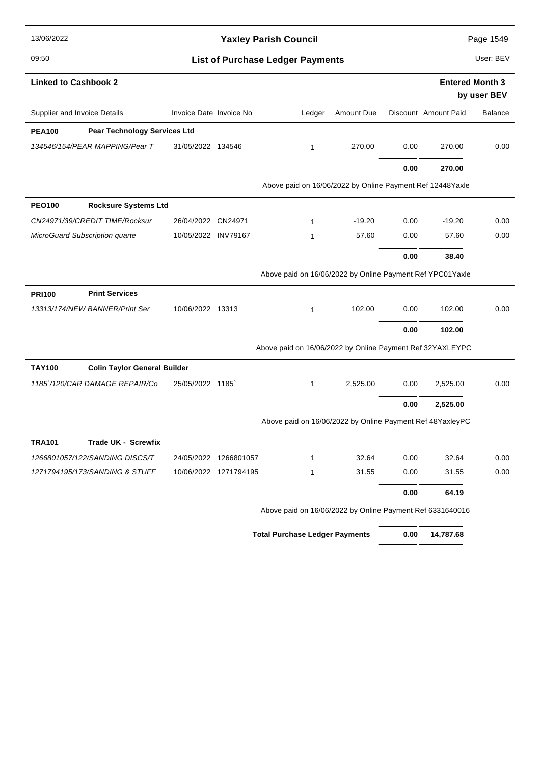**Yaxley Parish Council**

**List of Purchase Ledger Payments**

**Linked to Cashbook 2**

**Entered Month 3 by user BEV**

| Supplier and Invoice Details | Invoice Date | Invoice No | Ledger | Amount Due | Discount | Amount Paid | Balance |
|---|---|---|---|---|---|---|---|
| **PEA100** **Pear Technology Services Ltd** | | | | | | | |
| *134546/154/PEAR MAPPING/Pear T* | 31/05/2022 | 134546 | 1 | 270.00 | 0.00 | 270.00 | 0.00 |
| | | | | | **0.00** | **270.00** | |
| | | | Above paid on 16/06/2022 by Online Payment Ref 12448Yaxle | | | | |
| **PEO100** **Rocksure Systems Ltd** | | | | | | | |
| *CN24971/39/CREDIT TIME/Rocksur* | 26/04/2022 | CN24971 | 1 | -19.20 | 0.00 | -19.20 | 0.00 |
| *MicroGuard Subscription quarte* | 10/05/2022 | INV79167 | 1 | 57.60 | 0.00 | 57.60 | 0.00 |
| | | | | | **0.00** | **38.40** | |
| | | | Above paid on 16/06/2022 by Online Payment Ref YPC01Yaxle | | | | |
| **PRI100** **Print Services** | | | | | | | |
| *13313/174/NEW BANNER/Print Ser* | 10/06/2022 | 13313 | 1 | 102.00 | 0.00 | 102.00 | 0.00 |
| | | | | | **0.00** | **102.00** | |
| | | | Above paid on 16/06/2022 by Online Payment Ref 32YAXLEYPC | | | | |
| **TAY100** **Colin Taylor General Builder** | | | | | | | |
| *1185`/120/CAR DAMAGE REPAIR/Co* | 25/05/2022 | 1185` | 1 | 2,525.00 | 0.00 | 2,525.00 | 0.00 |
| | | | | | **0.00** | **2,525.00** | |
| | | | Above paid on 16/06/2022 by Online Payment Ref 48YaxleyPC | | | | |
| **TRA101** **Trade UK - Screwfix** | | | | | | | |
| *1266801057/122/SANDING DISCS/T* | 24/05/2022 | 1266801057 | 1 | 32.64 | 0.00 | 32.64 | 0.00 |
| *1271794195/173/SANDING & STUFF* | 10/06/2022 | 1271794195 | 1 | 31.55 | 0.00 | 31.55 | 0.00 |
| | | | | | **0.00** | **64.19** | |
| | | | Above paid on 16/06/2022 by Online Payment Ref 6331640016 | | | | |
| | | | **Total Purchase Ledger Payments** | | **0.00** | **14,787.68** | |